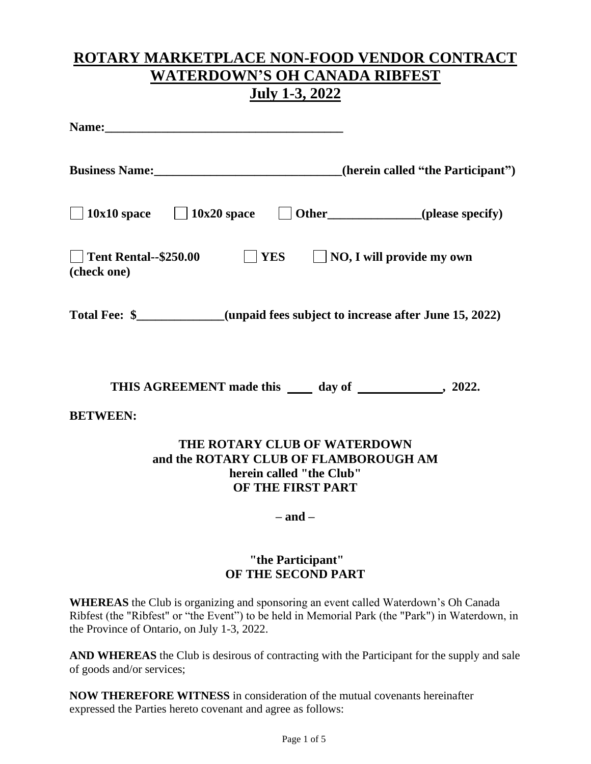# ROTARY MARKETPLACE NON-FOOD VENDOR CONTRACT
# WATERDOWN'S OH CANADA RIBFEST
# July 1-3, 2022

**Name:_______________________________________**

**Business Name:______________________________(herein called "the Participant")**

☐ **10x10 space** ☐ **10x20 space** ☐ **Other_______________(please specify)**

☐ **Tent Rental--$250.00** ☐ **YES** ☐ **NO, I will provide my own**
**(check one)**

**Total Fee: $______________(unpaid fees subject to increase after June 15, 2022)**

**THIS AGREEMENT made this ____ day of ______________, 2022.**

**BETWEEN:**

**THE ROTARY CLUB OF WATERDOWN**
**and the ROTARY CLUB OF FLAMBOROUGH AM**
**herein called "the Club"**
**OF THE FIRST PART**

**– and –**

**"the Participant"**
**OF THE SECOND PART**

**WHEREAS** the Club is organizing and sponsoring an event called Waterdown's Oh Canada Ribfest (the "Ribfest" or "the Event") to be held in Memorial Park (the "Park") in Waterdown, in the Province of Ontario, on July 1-3, 2022.

**AND WHEREAS** the Club is desirous of contracting with the Participant for the supply and sale of goods and/or services;

**NOW THEREFORE WITNESS** in consideration of the mutual covenants hereinafter expressed the Parties hereto covenant and agree as follows: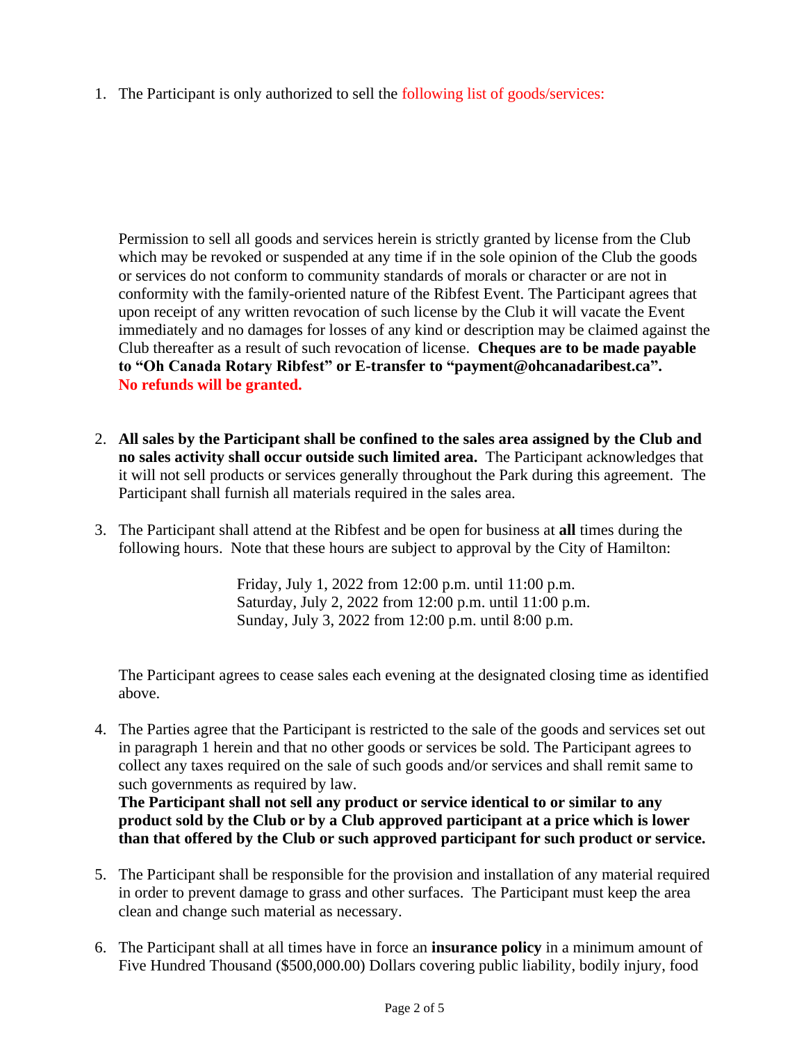1. The Participant is only authorized to sell the following list of goods/services:

   Permission to sell all goods and services herein is strictly granted by license from the Club which may be revoked or suspended at any time if in the sole opinion of the Club the goods or services do not conform to community standards of morals or character or are not in conformity with the family-oriented nature of the Ribfest Event. The Participant agrees that upon receipt of any written revocation of such license by the Club it will vacate the Event immediately and no damages for losses of any kind or description may be claimed against the Club thereafter as a result of such revocation of license. **Cheques are to be made payable to "Oh Canada Rotary Ribfest" or E-transfer to "payment@ohcanadaribest.ca". No refunds will be granted.**

2. **All sales by the Participant shall be confined to the sales area assigned by the Club and no sales activity shall occur outside such limited area.** The Participant acknowledges that it will not sell products or services generally throughout the Park during this agreement. The Participant shall furnish all materials required in the sales area.

3. The Participant shall attend at the Ribfest and be open for business at **all** times during the following hours. Note that these hours are subject to approval by the City of Hamilton:

   Friday, July 1, 2022 from 12:00 p.m. until 11:00 p.m.
   Saturday, July 2, 2022 from 12:00 p.m. until 11:00 p.m.
   Sunday, July 3, 2022 from 12:00 p.m. until 8:00 p.m.

   The Participant agrees to cease sales each evening at the designated closing time as identified above.

4. The Parties agree that the Participant is restricted to the sale of the goods and services set out in paragraph 1 herein and that no other goods or services be sold. The Participant agrees to collect any taxes required on the sale of such goods and/or services and shall remit same to such governments as required by law.
   **The Participant shall not sell any product or service identical to or similar to any product sold by the Club or by a Club approved participant at a price which is lower than that offered by the Club or such approved participant for such product or service.**

5. The Participant shall be responsible for the provision and installation of any material required in order to prevent damage to grass and other surfaces. The Participant must keep the area clean and change such material as necessary.

6. The Participant shall at all times have in force an **insurance policy** in a minimum amount of Five Hundred Thousand ($500,000.00) Dollars covering public liability, bodily injury, food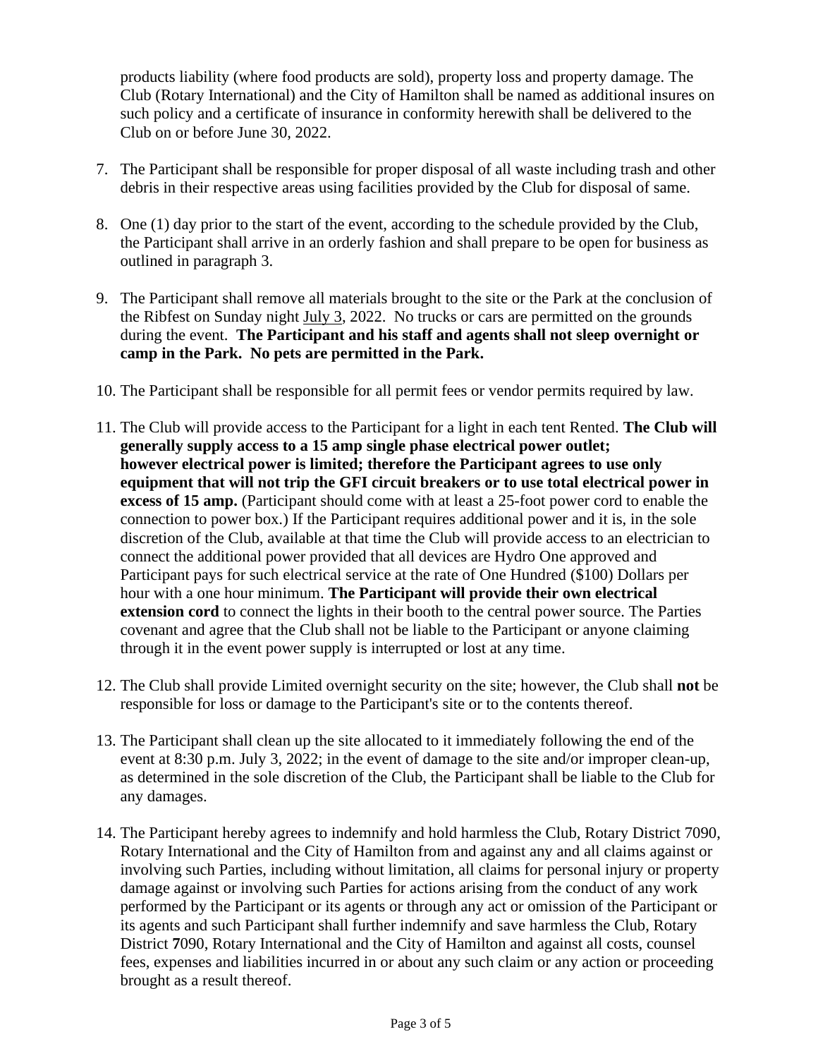products liability (where food products are sold), property loss and property damage. The Club (Rotary International) and the City of Hamilton shall be named as additional insures on such policy and a certificate of insurance in conformity herewith shall be delivered to the Club on or before June 30, 2022.

7. The Participant shall be responsible for proper disposal of all waste including trash and other debris in their respective areas using facilities provided by the Club for disposal of same.

8. One (1) day prior to the start of the event, according to the schedule provided by the Club, the Participant shall arrive in an orderly fashion and shall prepare to be open for business as outlined in paragraph 3.

9. The Participant shall remove all materials brought to the site or the Park at the conclusion of the Ribfest on Sunday night July 3, 2022. No trucks or cars are permitted on the grounds during the event. **The Participant and his staff and agents shall not sleep overnight or camp in the Park. No pets are permitted in the Park.**

10. The Participant shall be responsible for all permit fees or vendor permits required by law.

11. The Club will provide access to the Participant for a light in each tent Rented. **The Club will generally supply access to a 15 amp single phase electrical power outlet; however electrical power is limited; therefore the Participant agrees to use only equipment that will not trip the GFI circuit breakers or to use total electrical power in excess of 15 amp.** (Participant should come with at least a 25-foot power cord to enable the connection to power box.) If the Participant requires additional power and it is, in the sole discretion of the Club, available at that time the Club will provide access to an electrician to connect the additional power provided that all devices are Hydro One approved and Participant pays for such electrical service at the rate of One Hundred ($100) Dollars per hour with a one hour minimum. **The Participant will provide their own electrical extension cord** to connect the lights in their booth to the central power source. The Parties covenant and agree that the Club shall not be liable to the Participant or anyone claiming through it in the event power supply is interrupted or lost at any time.

12. The Club shall provide Limited overnight security on the site; however, the Club shall **not** be responsible for loss or damage to the Participant's site or to the contents thereof.

13. The Participant shall clean up the site allocated to it immediately following the end of the event at 8:30 p.m. July 3, 2022; in the event of damage to the site and/or improper clean-up, as determined in the sole discretion of the Club, the Participant shall be liable to the Club for any damages.

14. The Participant hereby agrees to indemnify and hold harmless the Club, Rotary District 7090, Rotary International and the City of Hamilton from and against any and all claims against or involving such Parties, including without limitation, all claims for personal injury or property damage against or involving such Parties for actions arising from the conduct of any work performed by the Participant or its agents or through any act or omission of the Participant or its agents and such Participant shall further indemnify and save harmless the Club, Rotary District 7090, Rotary International and the City of Hamilton and against all costs, counsel fees, expenses and liabilities incurred in or about any such claim or any action or proceeding brought as a result thereof.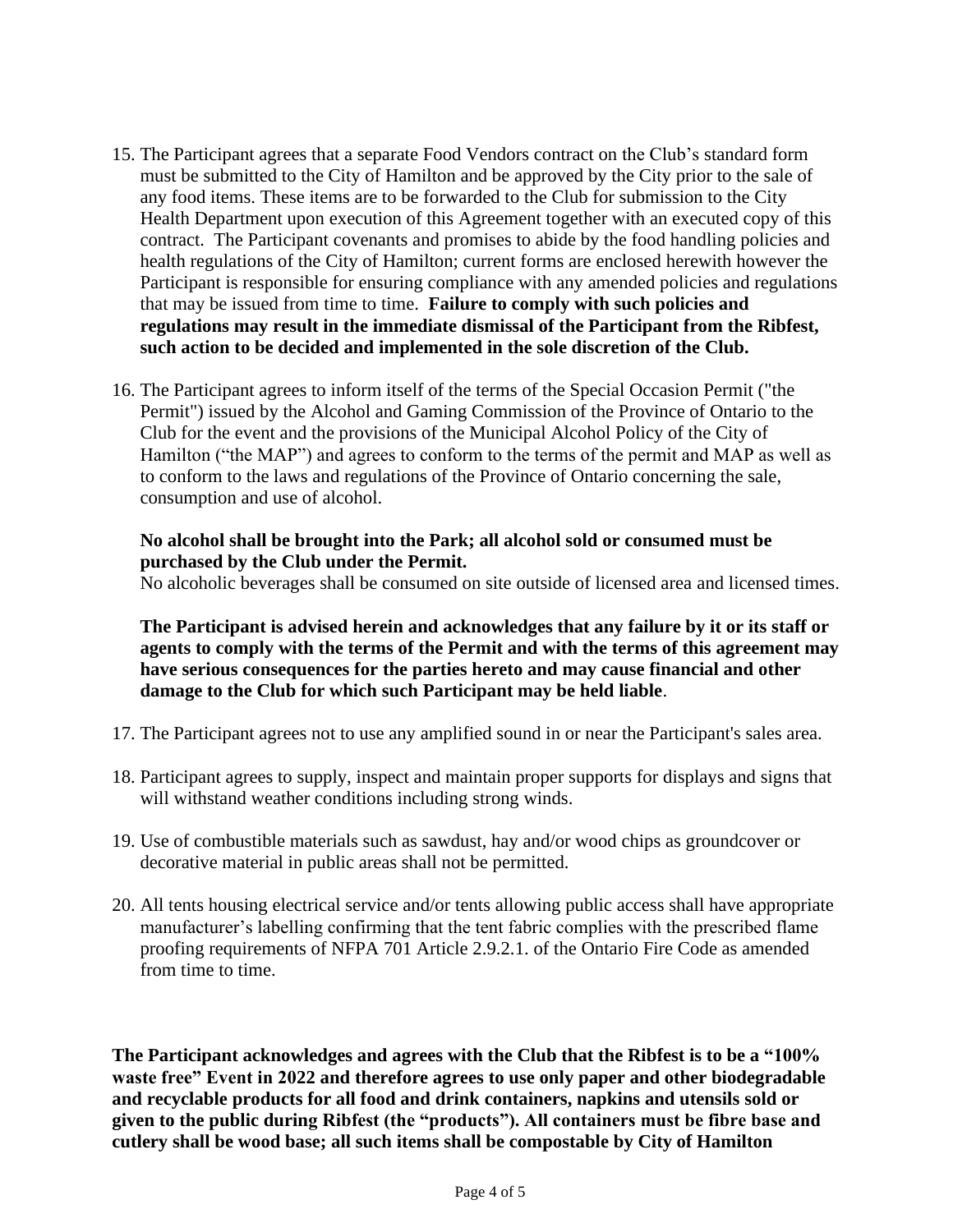15. The Participant agrees that a separate Food Vendors contract on the Club's standard form must be submitted to the City of Hamilton and be approved by the City prior to the sale of any food items. These items are to be forwarded to the Club for submission to the City Health Department upon execution of this Agreement together with an executed copy of this contract. The Participant covenants and promises to abide by the food handling policies and health regulations of the City of Hamilton; current forms are enclosed herewith however the Participant is responsible for ensuring compliance with any amended policies and regulations that may be issued from time to time. **Failure to comply with such policies and regulations may result in the immediate dismissal of the Participant from the Ribfest, such action to be decided and implemented in the sole discretion of the Club.**

16. The Participant agrees to inform itself of the terms of the Special Occasion Permit ("the Permit") issued by the Alcohol and Gaming Commission of the Province of Ontario to the Club for the event and the provisions of the Municipal Alcohol Policy of the City of Hamilton ("the MAP") and agrees to conform to the terms of the permit and MAP as well as to conform to the laws and regulations of the Province of Ontario concerning the sale, consumption and use of alcohol.

    **No alcohol shall be brought into the Park; all alcohol sold or consumed must be purchased by the Club under the Permit.**
    No alcoholic beverages shall be consumed on site outside of licensed area and licensed times.

    **The Participant is advised herein and acknowledges that any failure by it or its staff or agents to comply with the terms of the Permit and with the terms of this agreement may have serious consequences for the parties hereto and may cause financial and other damage to the Club for which such Participant may be held liable**.

17. The Participant agrees not to use any amplified sound in or near the Participant's sales area.

18. Participant agrees to supply, inspect and maintain proper supports for displays and signs that will withstand weather conditions including strong winds.

19. Use of combustible materials such as sawdust, hay and/or wood chips as groundcover or decorative material in public areas shall not be permitted.

20. All tents housing electrical service and/or tents allowing public access shall have appropriate manufacturer's labelling confirming that the tent fabric complies with the prescribed flame proofing requirements of NFPA 701 Article 2.9.2.1. of the Ontario Fire Code as amended from time to time.

**The Participant acknowledges and agrees with the Club that the Ribfest is to be a "100% waste free" Event in 2022 and therefore agrees to use only paper and other biodegradable and recyclable products for all food and drink containers, napkins and utensils sold or given to the public during Ribfest (the "products"). All containers must be fibre base and cutlery shall be wood base; all such items shall be compostable by City of Hamilton**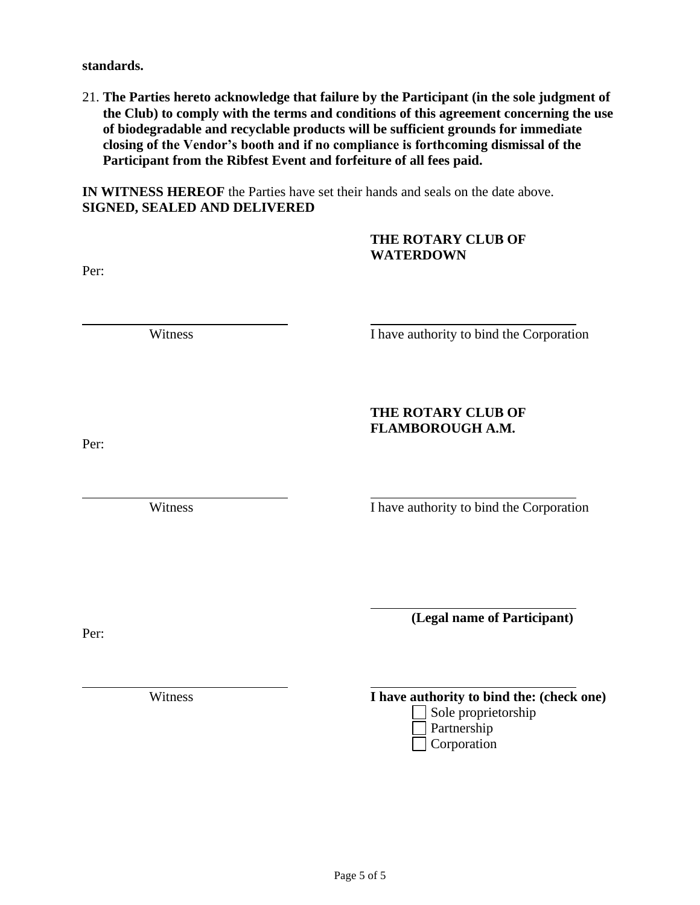**standards.**

21. **The Parties hereto acknowledge that failure by the Participant (in the sole judgment of the Club) to comply with the terms and conditions of this agreement concerning the use of biodegradable and recyclable products will be sufficient grounds for immediate closing of the Vendor's booth and if no compliance is forthcoming dismissal of the Participant from the Ribfest Event and forfeiture of all fees paid.**

**IN WITNESS HEREOF** the Parties have set their hands and seals on the date above.
**SIGNED, SEALED AND DELIVERED**

**THE ROTARY CLUB OF WATERDOWN**

Per:

\_\_\_\_\_\_\_\_\_\_\_\_\_\_\_\_\_\_\_\_\_\_\_\_\_\_\_\_\_\_ Witness

\_\_\_\_\_\_\_\_\_\_\_\_\_\_\_\_\_\_\_\_\_\_\_\_\_\_\_\_\_\_ I have authority to bind the Corporation

**THE ROTARY CLUB OF FLAMBOROUGH A.M.**

Per:

\_\_\_\_\_\_\_\_\_\_\_\_\_\_\_\_\_\_\_\_\_\_\_\_\_\_\_\_\_\_ Witness

\_\_\_\_\_\_\_\_\_\_\_\_\_\_\_\_\_\_\_\_\_\_\_\_\_\_\_\_\_\_ I have authority to bind the Corporation

\_\_\_\_\_\_\_\_\_\_\_\_\_\_\_\_\_\_\_\_\_\_\_\_\_\_\_\_\_\_ **(Legal name of Participant)**

Per:

\_\_\_\_\_\_\_\_\_\_\_\_\_\_\_\_\_\_\_\_\_\_\_\_\_\_\_\_\_\_ Witness

\_\_\_\_\_\_\_\_\_\_\_\_\_\_\_\_\_\_\_\_\_\_\_\_\_\_\_\_\_\_ **I have authority to bind the: (check one)**

- ☐ Sole proprietorship
- ☐ Partnership
- ☐ Corporation